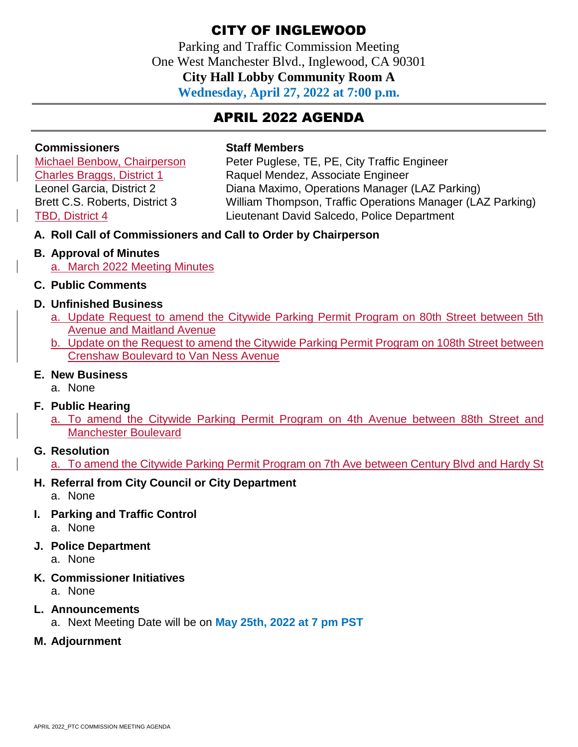# CITY OF INGLEWOOD

Parking and Traffic Commission Meeting
One West Manchester Blvd., Inglewood, CA 90301
**City Hall Lobby Community Room A**
**Wednesday, April 27, 2022 at 7:00 p.m.**

## APRIL 2022 AGENDA

| **Commissioners** | **Staff Members** |
| --- | --- |
| Michael Benbow, Chairperson | Peter Puglese, TE, PE, City Traffic Engineer |
| Charles Braggs, District 1 | Raquel Mendez, Associate Engineer |
| Leonel Garcia, District 2 | Diana Maximo, Operations Manager (LAZ Parking) |
| Brett C.S. Roberts, District 3 | William Thompson, Traffic Operations Manager (LAZ Parking) |
| TBD, District 4 | Lieutenant David Salcedo, Police Department |

**A. Roll Call of Commissioners and Call to Order by Chairperson**

**B. Approval of Minutes**
   a. March 2022 Meeting Minutes

**C. Public Comments**

**D. Unfinished Business**
   a. Update Request to amend the Citywide Parking Permit Program on 80th Street between 5th Avenue and Maitland Avenue
   b. Update on the Request to amend the Citywide Parking Permit Program on 108th Street between Crenshaw Boulevard to Van Ness Avenue

**E. New Business**
   a. None

**F. Public Hearing**
   a. To amend the Citywide Parking Permit Program on 4th Avenue between 88th Street and Manchester Boulevard

**G. Resolution**
   a. To amend the Citywide Parking Permit Program on 7th Ave between Century Blvd and Hardy St

**H. Referral from City Council or City Department**
   a. None

**I. Parking and Traffic Control**
   a. None

**J. Police Department**
   a. None

**K. Commissioner Initiatives**
   a. None

**L. Announcements**
   a. Next Meeting Date will be on **May 25th, 2022 at 7 pm PST**

**M. Adjournment**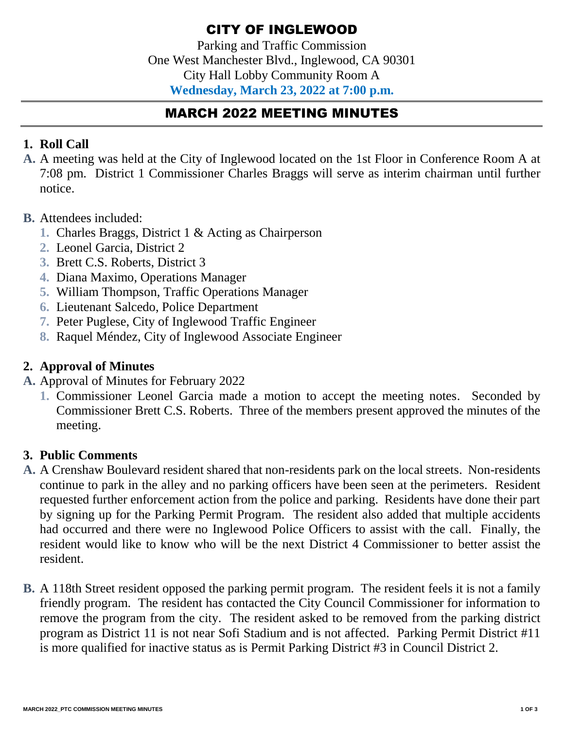# CITY OF INGLEWOOD

Parking and Traffic Commission
One West Manchester Blvd., Inglewood, CA 90301
City Hall Lobby Community Room A
**Wednesday, March 23, 2022 at 7:00 p.m.**

## MARCH 2022 MEETING MINUTES

### 1. Roll Call

**A.** A meeting was held at the City of Inglewood located on the 1st Floor in Conference Room A at 7:08 pm. District 1 Commissioner Charles Braggs will serve as interim chairman until further notice.

**B.** Attendees included:

1. Charles Braggs, District 1 & Acting as Chairperson
2. Leonel Garcia, District 2
3. Brett C.S. Roberts, District 3
4. Diana Maximo, Operations Manager
5. William Thompson, Traffic Operations Manager
6. Lieutenant Salcedo, Police Department
7. Peter Puglese, City of Inglewood Traffic Engineer
8. Raquel Méndez, City of Inglewood Associate Engineer

### 2. Approval of Minutes

**A.** Approval of Minutes for February 2022

1. Commissioner Leonel Garcia made a motion to accept the meeting notes. Seconded by Commissioner Brett C.S. Roberts. Three of the members present approved the minutes of the meeting.

### 3. Public Comments

**A.** A Crenshaw Boulevard resident shared that non-residents park on the local streets. Non-residents continue to park in the alley and no parking officers have been seen at the perimeters. Resident requested further enforcement action from the police and parking. Residents have done their part by signing up for the Parking Permit Program. The resident also added that multiple accidents had occurred and there were no Inglewood Police Officers to assist with the call. Finally, the resident would like to know who will be the next District 4 Commissioner to better assist the resident.

**B.** A 118th Street resident opposed the parking permit program. The resident feels it is not a family friendly program. The resident has contacted the City Council Commissioner for information to remove the program from the city. The resident asked to be removed from the parking district program as District 11 is not near Sofi Stadium and is not affected. Parking Permit District #11 is more qualified for inactive status as is Permit Parking District #3 in Council District 2.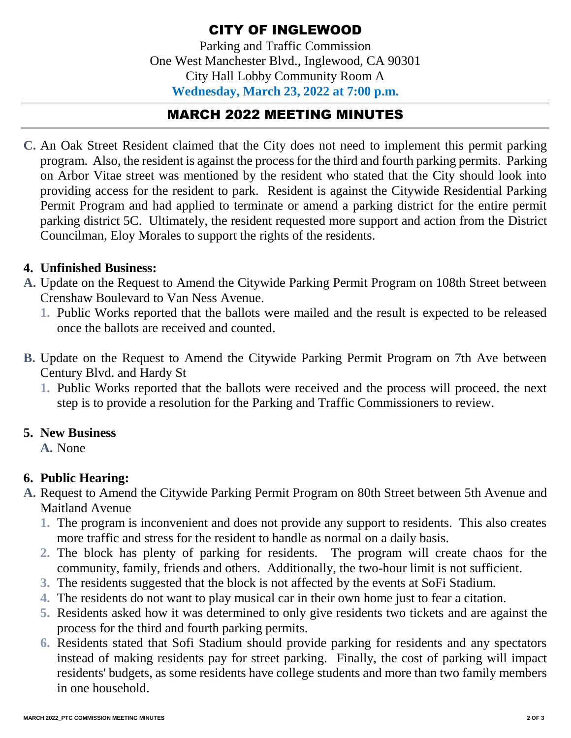# CITY OF INGLEWOOD

Parking and Traffic Commission
One West Manchester Blvd., Inglewood, CA 90301
City Hall Lobby Community Room A
**Wednesday, March 23, 2022 at 7:00 p.m.**

## MARCH 2022 MEETING MINUTES

C. An Oak Street Resident claimed that the City does not need to implement this permit parking program. Also, the resident is against the process for the third and fourth parking permits. Parking on Arbor Vitae street was mentioned by the resident who stated that the City should look into providing access for the resident to park. Resident is against the Citywide Residential Parking Permit Program and had applied to terminate or amend a parking district for the entire permit parking district 5C. Ultimately, the resident requested more support and action from the District Councilman, Eloy Morales to support the rights of the residents.

**4. Unfinished Business:**

A. Update on the Request to Amend the Citywide Parking Permit Program on 108th Street between Crenshaw Boulevard to Van Ness Avenue.
   1. Public Works reported that the ballots were mailed and the result is expected to be released once the ballots are received and counted.

B. Update on the Request to Amend the Citywide Parking Permit Program on 7th Ave between Century Blvd. and Hardy St
   1. Public Works reported that the ballots were received and the process will proceed. the next step is to provide a resolution for the Parking and Traffic Commissioners to review.

**5. New Business**

A. None

**6. Public Hearing:**

A. Request to Amend the Citywide Parking Permit Program on 80th Street between 5th Avenue and Maitland Avenue
   1. The program is inconvenient and does not provide any support to residents. This also creates more traffic and stress for the resident to handle as normal on a daily basis.
   2. The block has plenty of parking for residents. The program will create chaos for the community, family, friends and others. Additionally, the two-hour limit is not sufficient.
   3. The residents suggested that the block is not affected by the events at SoFi Stadium.
   4. The residents do not want to play musical car in their own home just to fear a citation.
   5. Residents asked how it was determined to only give residents two tickets and are against the process for the third and fourth parking permits.
   6. Residents stated that Sofi Stadium should provide parking for residents and any spectators instead of making residents pay for street parking. Finally, the cost of parking will impact residents' budgets, as some residents have college students and more than two family members in one household.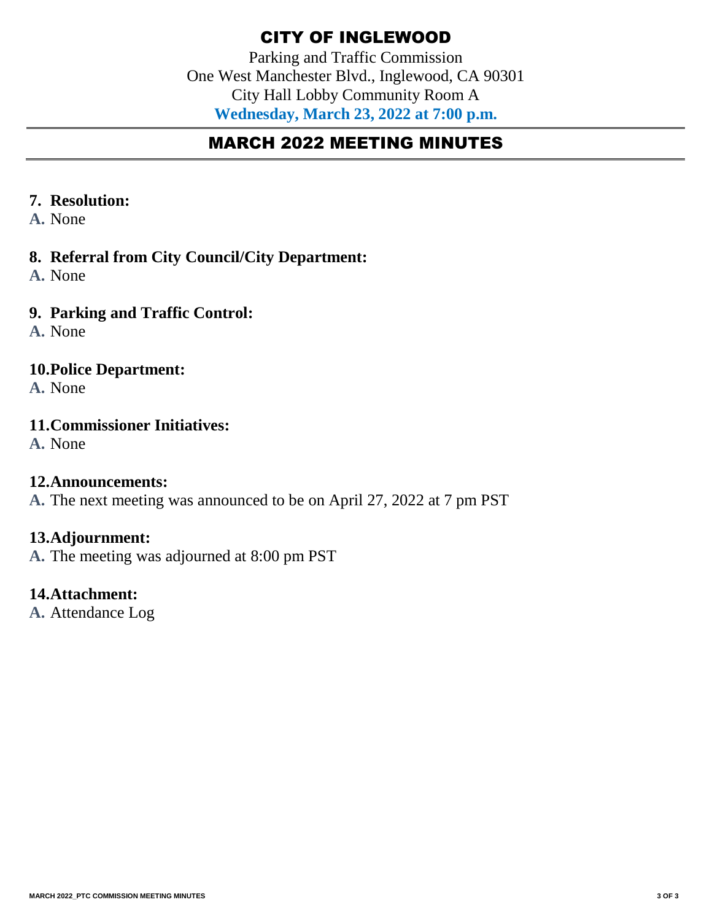# CITY OF INGLEWOOD

Parking and Traffic Commission
One West Manchester Blvd., Inglewood, CA 90301
City Hall Lobby Community Room A
**Wednesday, March 23, 2022 at 7:00 p.m.**

## MARCH 2022 MEETING MINUTES

### 7. Resolution:
**A.** None

### 8. Referral from City Council/City Department:
**A.** None

### 9. Parking and Traffic Control:
**A.** None

### 10. Police Department:
**A.** None

### 11. Commissioner Initiatives:
**A.** None

### 12. Announcements:
**A.** The next meeting was announced to be on April 27, 2022 at 7 pm PST

### 13. Adjournment:
**A.** The meeting was adjourned at 8:00 pm PST

### 14. Attachment:
**A.** Attendance Log